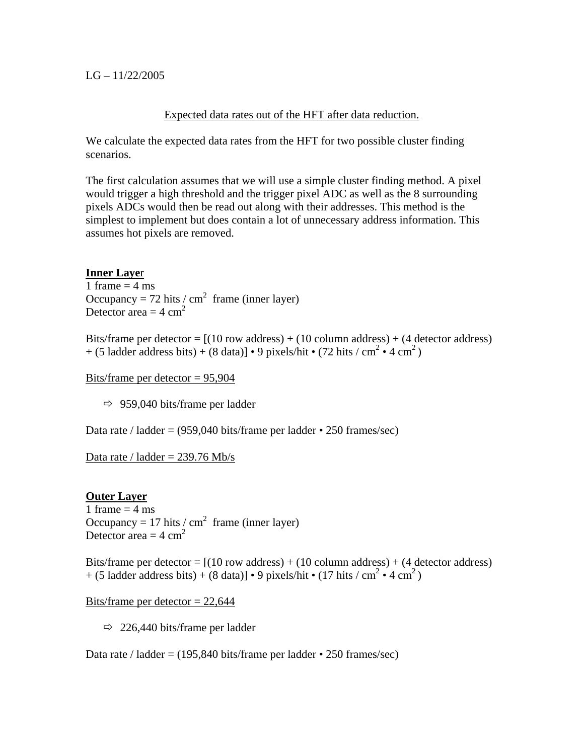LG – 11/22/2005

<u>Expected data rates out of the HFT after data reduction.</u>

We calculate the expected data rates from the HFT for two possible cluster finding scenarios.

The first calculation assumes that we will use a simple cluster finding method. A pixel would trigger a high threshold and the trigger pixel ADC as well as the 8 surrounding pixels ADCs would then be read out along with their addresses. This method is the simplest to implement but does contain a lot of unnecessary address information. This assumes hot pixels are removed.

**Inner Layer**

1 frame = 4 ms
Occupancy = 72 hits / $cm^2$ frame (inner layer)
Detector area = 4 $cm^2$

Bits/frame per detector = [(10 row address) + (10 column address) + (4 detector address) + (5 ladder address bits) + (8 data)] • 9 pixels/hit • (72 hits / $cm^2$ • 4 $cm^2$ )

<u>Bits/frame per detector = 95,904</u>

- ⇨ 959,040 bits/frame per ladder

Data rate / ladder = (959,040 bits/frame per ladder • 250 frames/sec)

<u>Data rate / ladder = 239.76 Mb/s</u>

**Outer Layer**

1 frame = 4 ms
Occupancy = 17 hits / $cm^2$ frame (inner layer)
Detector area = 4 $cm^2$

Bits/frame per detector = [(10 row address) + (10 column address) + (4 detector address) + (5 ladder address bits) + (8 data)] • 9 pixels/hit • (17 hits / $cm^2$ • 4 $cm^2$ )

<u>Bits/frame per detector = 22,644</u>

- ⇨ 226,440 bits/frame per ladder

Data rate / ladder = (195,840 bits/frame per ladder • 250 frames/sec)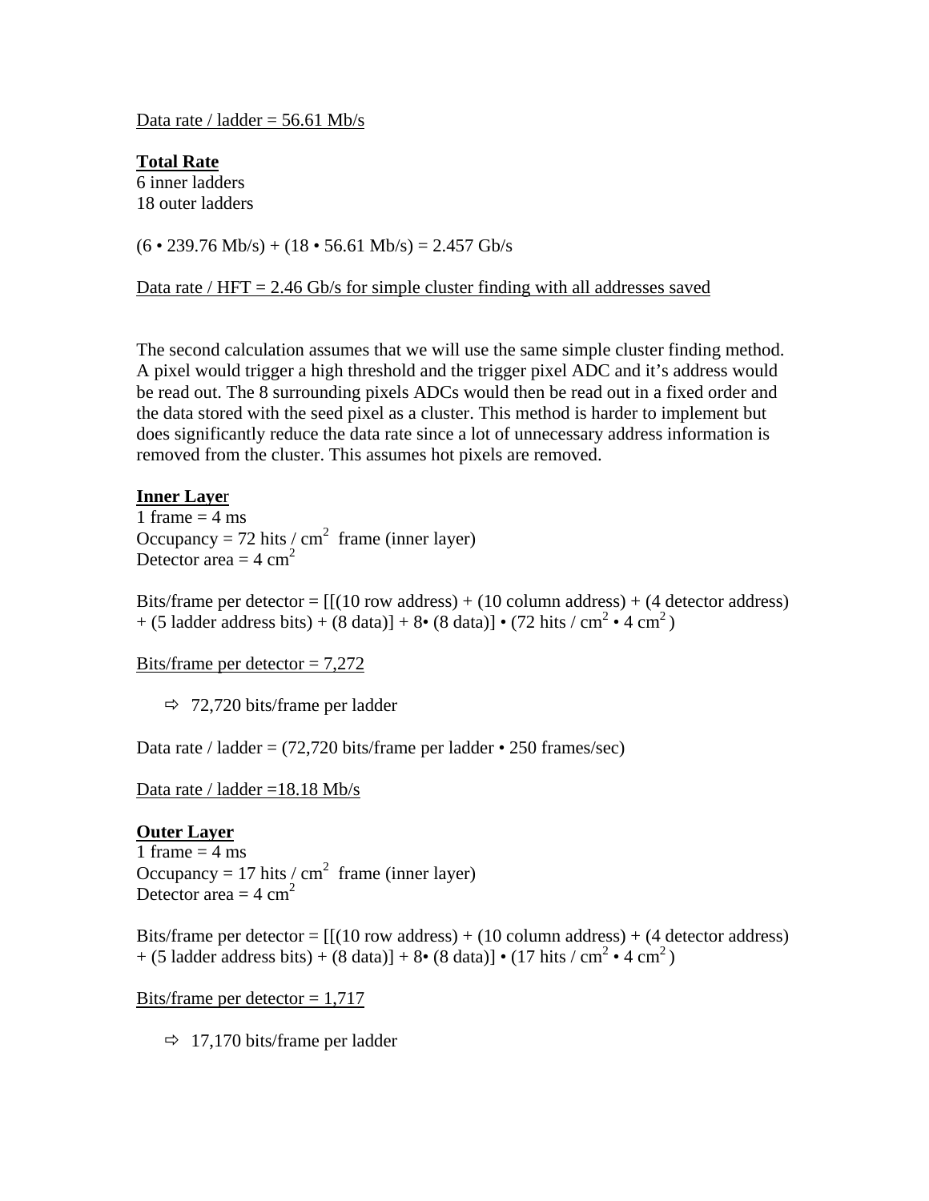Data rate / ladder = 56.61 Mb/s

**Total Rate**
6 inner ladders
18 outer ladders

(6 • 239.76 Mb/s) + (18 • 56.61 Mb/s) = 2.457 Gb/s

Data rate / HFT = 2.46 Gb/s for simple cluster finding with all addresses saved

The second calculation assumes that we will use the same simple cluster finding method. A pixel would trigger a high threshold and the trigger pixel ADC and it's address would be read out. The 8 surrounding pixels ADCs would then be read out in a fixed order and the data stored with the seed pixel as a cluster. This method is harder to implement but does significantly reduce the data rate since a lot of unnecessary address information is removed from the cluster. This assumes hot pixels are removed.

**Inner Layer**
1 frame = 4 ms
Occupancy = 72 hits / cm$^2$ frame (inner layer)
Detector area = 4 cm$^2$

Bits/frame per detector = [[(10 row address) + (10 column address) + (4 detector address) + (5 ladder address bits) + (8 data)] + 8• (8 data)] • (72 hits / cm$^2$ • 4 cm$^2$)

Bits/frame per detector = 7,272

- ⇨ 72,720 bits/frame per ladder

Data rate / ladder = (72,720 bits/frame per ladder • 250 frames/sec)

Data rate / ladder =18.18 Mb/s

**Outer Layer**
1 frame = 4 ms
Occupancy = 17 hits / cm$^2$ frame (inner layer)
Detector area = 4 cm$^2$

Bits/frame per detector = [[(10 row address) + (10 column address) + (4 detector address) + (5 ladder address bits) + (8 data)] + 8• (8 data)] • (17 hits / cm$^2$ • 4 cm$^2$)

Bits/frame per detector = 1,717

- ⇨ 17,170 bits/frame per ladder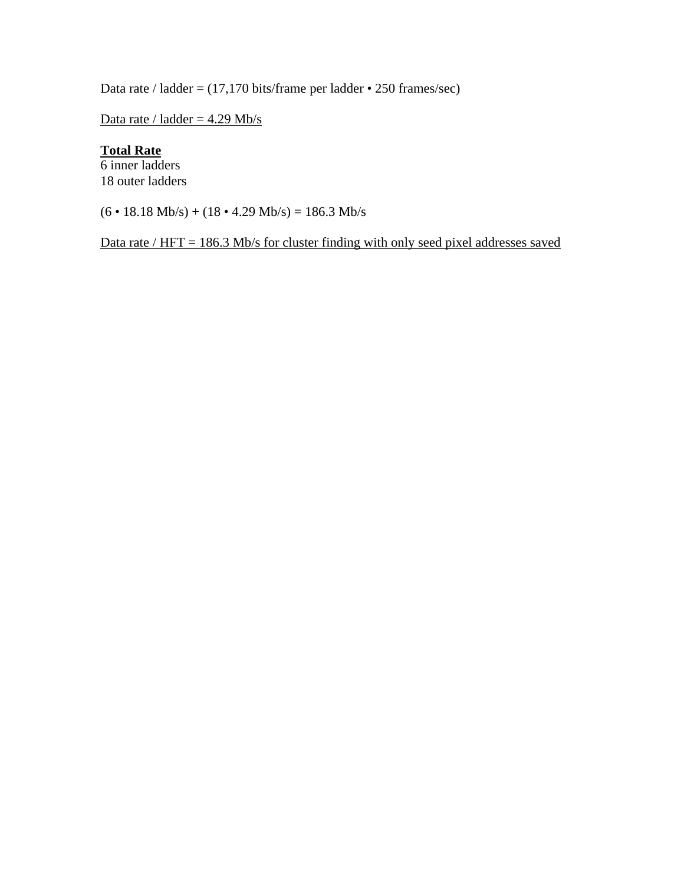Data rate / ladder = (17,170 bits/frame per ladder • 250 frames/sec)

<u>Data rate / ladder = 4.29 Mb/s</u>

<u>**Total Rate**</u>
6 inner ladders
18 outer ladders

(6 • 18.18 Mb/s) + (18 • 4.29 Mb/s) = 186.3 Mb/s

<u>Data rate / HFT = 186.3 Mb/s for cluster finding with only seed pixel addresses saved</u>